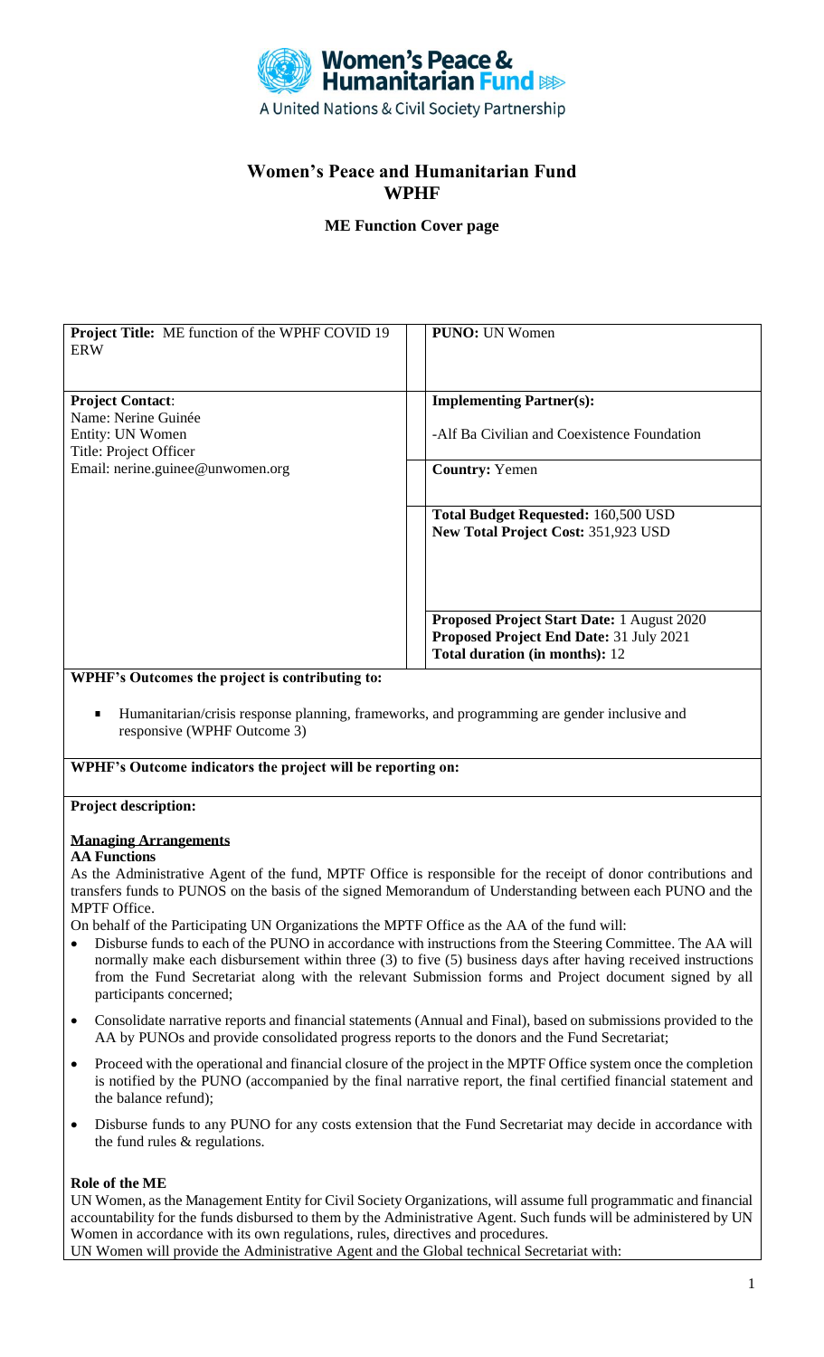Women's Peace & Humanitarian Fund

A United Nations & Civil Society Partnership

# Women's Peace and Humanitarian Fund
# WPHF

## ME Function Cover page

| **Project Title:** ME function of the WPHF COVID 19 ERW | **PUNO:** UN Women |
|---|---|
| **Project Contact**:<br>Name: Nerine Guinée<br>Entity: UN Women<br>Title: Project Officer<br>Email: nerine.guinee@unwomen.org | **Implementing Partner(s):**<br>-Alf Ba Civilian and Coexistence Foundation |
| | **Country:** Yemen |
| | **Total Budget Requested:** 160,500 USD<br>**New Total Project Cost:** 351,923 USD |
| | **Proposed Project Start Date:** 1 August 2020<br>**Proposed Project End Date:** 31 July 2021<br>**Total duration (in months):** 12 |

**WPHF's Outcomes the project is contributing to:**

- Humanitarian/crisis response planning, frameworks, and programming are gender inclusive and responsive (WPHF Outcome 3)

**WPHF's Outcome indicators the project will be reporting on:**

**Project description:**

**~~Managing Arrangements~~**

**AA Functions**

As the Administrative Agent of the fund, MPTF Office is responsible for the receipt of donor contributions and transfers funds to PUNOS on the basis of the signed Memorandum of Understanding between each PUNO and the MPTF Office.

On behalf of the Participating UN Organizations the MPTF Office as the AA of the fund will:

- Disburse funds to each of the PUNO in accordance with instructions from the Steering Committee. The AA will normally make each disbursement within three (3) to five (5) business days after having received instructions from the Fund Secretariat along with the relevant Submission forms and Project document signed by all participants concerned;
- Consolidate narrative reports and financial statements (Annual and Final), based on submissions provided to the AA by PUNOs and provide consolidated progress reports to the donors and the Fund Secretariat;
- Proceed with the operational and financial closure of the project in the MPTF Office system once the completion is notified by the PUNO (accompanied by the final narrative report, the final certified financial statement and the balance refund);
- Disburse funds to any PUNO for any costs extension that the Fund Secretariat may decide in accordance with the fund rules & regulations.

**Role of the ME**

UN Women, as the Management Entity for Civil Society Organizations, will assume full programmatic and financial accountability for the funds disbursed to them by the Administrative Agent. Such funds will be administered by UN Women in accordance with its own regulations, rules, directives and procedures.

UN Women will provide the Administrative Agent and the Global technical Secretariat with: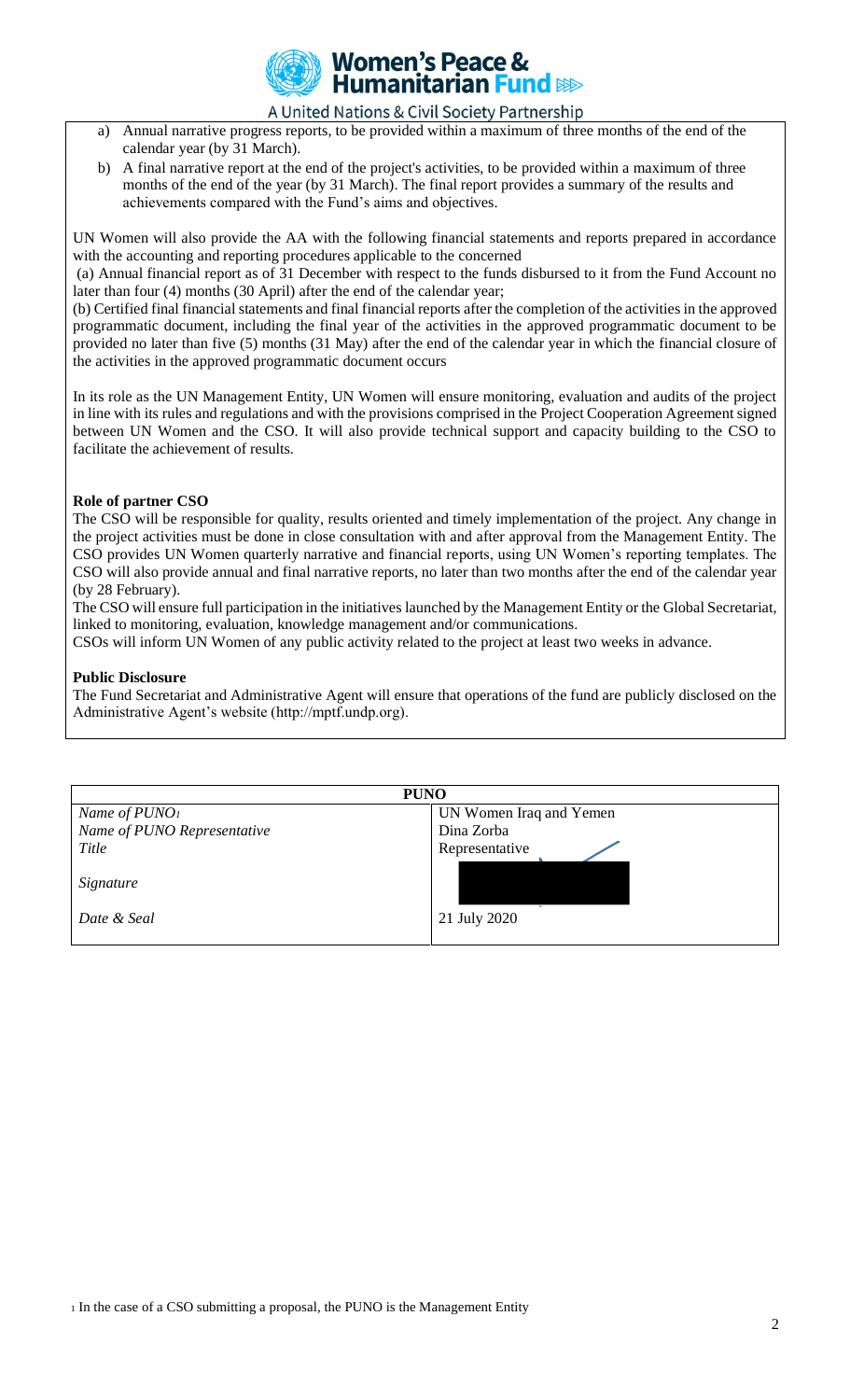a) Annual narrative progress reports, to be provided within a maximum of three months of the end of the calendar year (by 31 March).
b) A final narrative report at the end of the project's activities, to be provided within a maximum of three months of the end of the year (by 31 March). The final report provides a summary of the results and achievements compared with the Fund's aims and objectives.

UN Women will also provide the AA with the following financial statements and reports prepared in accordance with the accounting and reporting procedures applicable to the concerned

(a) Annual financial report as of 31 December with respect to the funds disbursed to it from the Fund Account no later than four (4) months (30 April) after the end of the calendar year;

(b) Certified final financial statements and final financial reports after the completion of the activities in the approved programmatic document, including the final year of the activities in the approved programmatic document to be provided no later than five (5) months (31 May) after the end of the calendar year in which the financial closure of the activities in the approved programmatic document occurs

In its role as the UN Management Entity, UN Women will ensure monitoring, evaluation and audits of the project in line with its rules and regulations and with the provisions comprised in the Project Cooperation Agreement signed between UN Women and the CSO. It will also provide technical support and capacity building to the CSO to facilitate the achievement of results.

**Role of partner CSO**

The CSO will be responsible for quality, results oriented and timely implementation of the project. Any change in the project activities must be done in close consultation with and after approval from the Management Entity. The CSO provides UN Women quarterly narrative and financial reports, using UN Women's reporting templates. The CSO will also provide annual and final narrative reports, no later than two months after the end of the calendar year (by 28 February).

The CSO will ensure full participation in the initiatives launched by the Management Entity or the Global Secretariat, linked to monitoring, evaluation, knowledge management and/or communications.

CSOs will inform UN Women of any public activity related to the project at least two weeks in advance.

**Public Disclosure**

The Fund Secretariat and Administrative Agent will ensure that operations of the fund are publicly disclosed on the Administrative Agent's website (http://mptf.undp.org).

| **PUNO** | |
|---|---|
| *Name of PUNO*[1] | UN Women Iraq and Yemen |
| *Name of PUNO Representative* | Dina Zorba |
| *Title* | Representative |
| *Signature* | |
| *Date & Seal* | 21 July 2020 |

[1] In the case of a CSO submitting a proposal, the PUNO is the Management Entity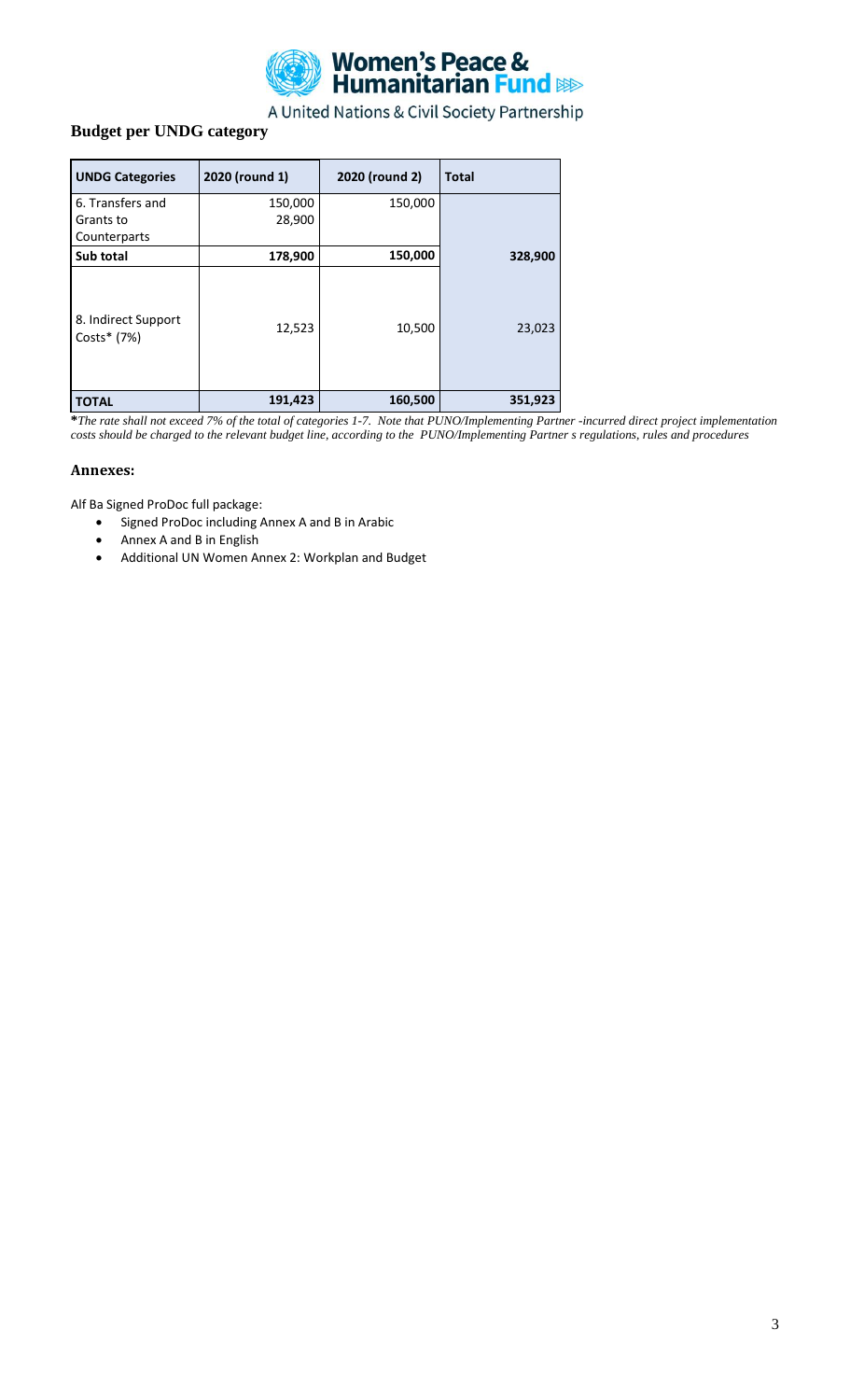## Budget per UNDG category

| UNDG Categories | 2020 (round 1) | 2020 (round 2) | Total |
|---|---|---|---|
| 6. Transfers and Grants to Counterparts | 150,000<br>28,900 | 150,000 | |
| **Sub total** | **178,900** | **150,000** | **328,900** |
| 8. Indirect Support Costs* (7%) | 12,523 | 10,500 | 23,023 |
| **TOTAL** | **191,423** | **160,500** | **351,923** |

***The rate shall not exceed 7% of the total of categories 1-7. Note that PUNO/Implementing Partner -incurred direct project implementation costs should be charged to the relevant budget line, according to the PUNO/Implementing Partner s regulations, rules and procedures*

### Annexes:

Alf Ba Signed ProDoc full package:

- Signed ProDoc including Annex A and B in Arabic
- Annex A and B in English
- Additional UN Women Annex 2: Workplan and Budget